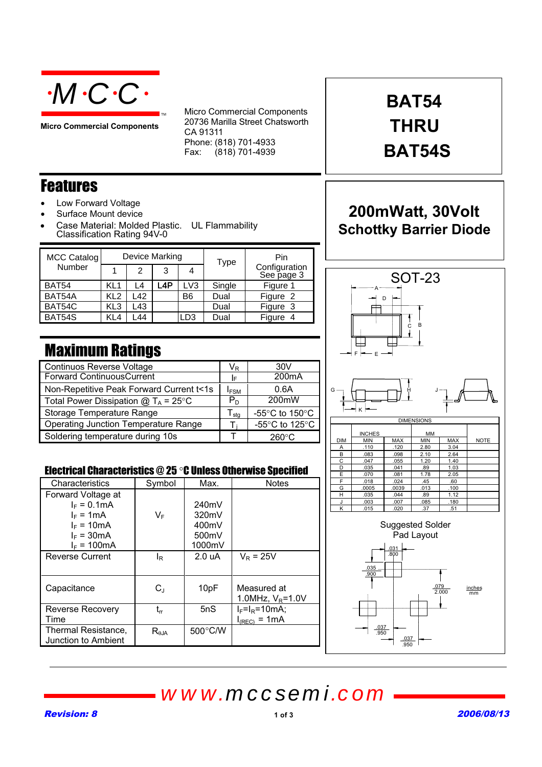# ·M·C·C·

**Micro Commercial Components**

Micro Commercial Components
20736 Marilla Street Chatsworth
CA 91311
Phone: (818) 701-4933
Fax: (818) 701-4939

# BAT54 THRU BAT54S

## 200mWatt, 30Volt Schottky Barrier Diode

## Features

- Low Forward Voltage
- Surface Mount device
- Case Material: Molded Plastic. UL Flammability Classification Rating 94V-0

| MCC Catalog Number | Device Marking | | | | Type | Pin Configuration See page 3 |
|---|---|---|---|---|---|---|
| | 1 | 2 | 3 | 4 | | |
| BAT54 | KL1 | L4 | **L4P** | LV3 | Single | Figure 1 |
| BAT54A | KL2 | L42 | | B6 | Dual | Figure 2 |
| BAT54C | KL3 | L43 | | | Dual | Figure 3 |
| BAT54S | KL4 | L44 | | LD3 | Dual | Figure 4 |

## Maximum Ratings

| Parameter | Symbol | Value |
|---|---|---|
| Continuos Reverse Voltage | $V_R$ | 30V |
| Forward ContinuousCurrent | $I_F$ | 200mA |
| Non-Repetitive Peak Forward Current t<1s | $I_{FSM}$ | 0.6A |
| Total Power Dissipation @ $T_A$ = 25°C | $P_D$ | 200mW |
| Storage Temperature Range | $T_{stg}$ | -55°C to 150°C |
| Operating Junction Temperature Range | $T_j$ | -55°C to 125°C |
| Soldering temperature during 10s | T | 260°C |

## Electrical Characteristics @ 25 °C Unless Otherwise Specified

| Characteristics | Symbol | Max. | Notes |
|---|---|---|---|
| Forward Voltage at<br>$I_F$ = 0.1mA<br>$I_F$ = 1mA<br>$I_F$ = 10mA<br>$I_F$ = 30mA<br>$I_F$ = 100mA | $V_F$ | <br>240mV<br>320mV<br>400mV<br>500mV<br>1000mV | |
| Reverse Current | $I_R$ | 2.0 uA | $V_R$ = 25V |
| Capacitance | $C_J$ | 10pF | Measured at 1.0MHz, $V_R$=1.0V |
| Reverse Recovery Time | $t_{rr}$ | 5nS | $I_F$=$I_R$=10mA; $I_{(REC)}$ = 1mA |
| Thermal Resistance, Junction to Ambient | $R_{\theta JA}$ | 500°C/W | |

## SOT-23

DIMENSIONS

| DIM | INCHES MIN | INCHES MAX | MM MIN | MM MAX | NOTE |
|---|---|---|---|---|---|
| A | .110 | .120 | 2.80 | 3.04 | |
| B | .083 | .098 | 2.10 | 2.64 | |
| C | .047 | .055 | 1.20 | 1.40 | |
| D | .035 | .041 | .89 | 1.03 | |
| E | .070 | .081 | 1.78 | 2.05 | |
| F | .018 | .024 | .45 | .60 | |
| G | .0005 | .0039 | .013 | .100 | |
| H | .035 | .044 | .89 | 1.12 | |
| J | .003 | .007 | .085 | .180 | |
| K | .015 | .020 | .37 | .51 | |

Suggested Solder Pad Layout

.031/.800, .035/.900, .079/2.000, .037/.950, .037/.950 (inches/mm)

www.mccsemi.com

*Revision: 8* — *2006/08/13*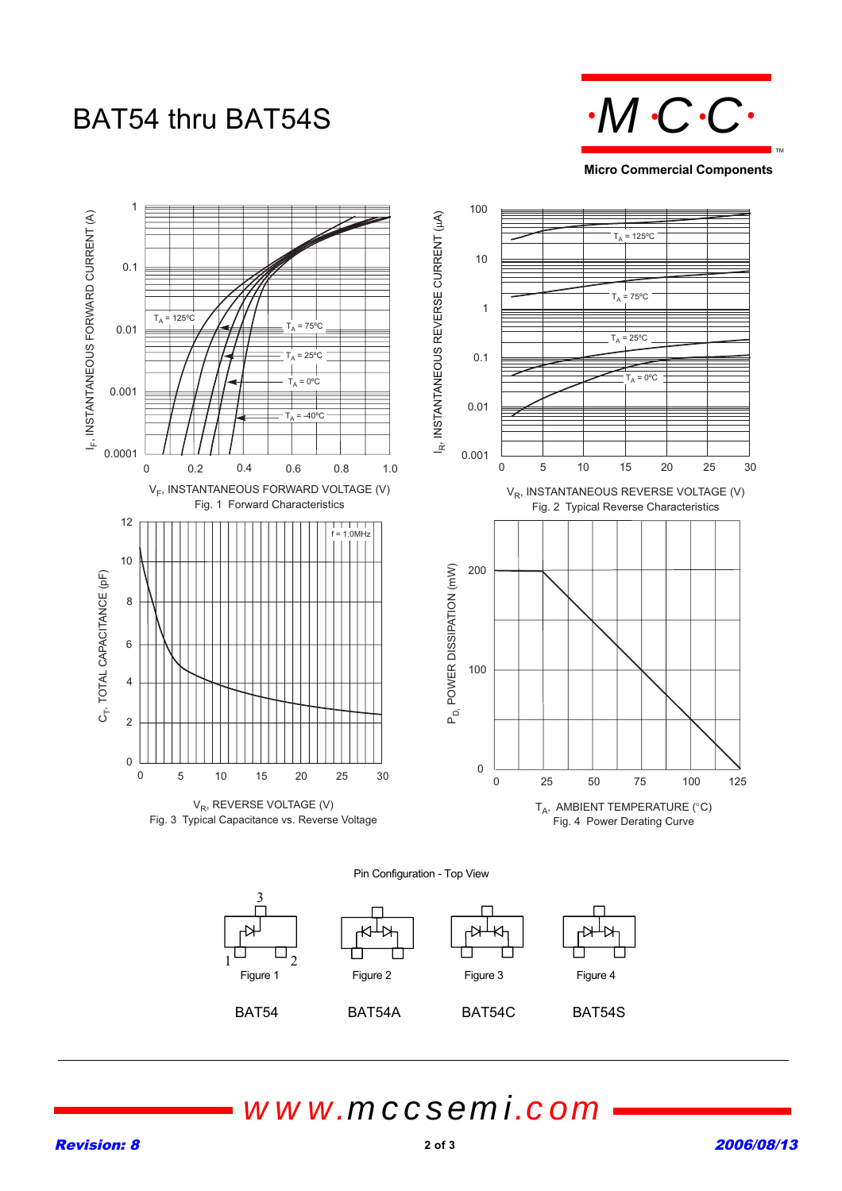# BAT54 thru BAT54S

Micro Commercial Components

$V_F$, INSTANTANEOUS FORWARD VOLTAGE (V)

Fig. 1 Forward Characteristics

$V_R$, INSTANTANEOUS REVERSE VOLTAGE (V)

Fig. 2 Typical Reverse Characteristics

$V_R$, REVERSE VOLTAGE (V)

Fig. 3 Typical Capacitance vs. Reverse Voltage

$T_A$, AMBIENT TEMPERATURE (°C)

Fig. 4 Power Derating Curve

Pin Configuration - Top View

Figure 1 — BAT54

Figure 2 — BAT54A

Figure 3 — BAT54C

Figure 4 — BAT54S

www.mccsemi.com

*Revision: 8* — *2006/08/13*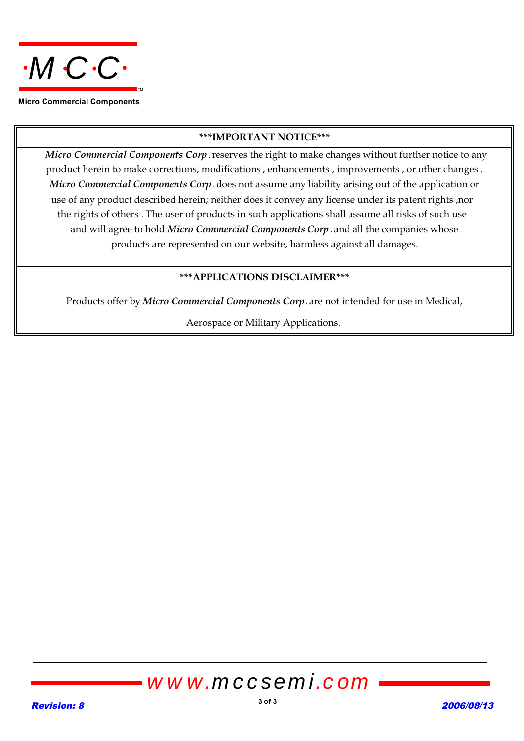**Micro Commercial Components**

## ***IMPORTANT NOTICE***

***Micro Commercial Components Corp*** . reserves the right to make changes without further notice to any product herein to make corrections, modifications , enhancements , improvements , or other changes . ***Micro Commercial Components Corp*** . does not assume any liability arising out of the application or use of any product described herein; neither does it convey any license under its patent rights ,nor the rights of others . The user of products in such applications shall assume all risks of such use and will agree to hold ***Micro Commercial Components Corp*** . and all the companies whose products are represented on our website, harmless against all damages.

## ***APPLICATIONS DISCLAIMER***

Products offer by ***Micro Commercial Components Corp*** . are not intended for use in Medical, Aerospace or Military Applications.

www.mccsemi.com

***Revision: 8*** ***2006/08/13***